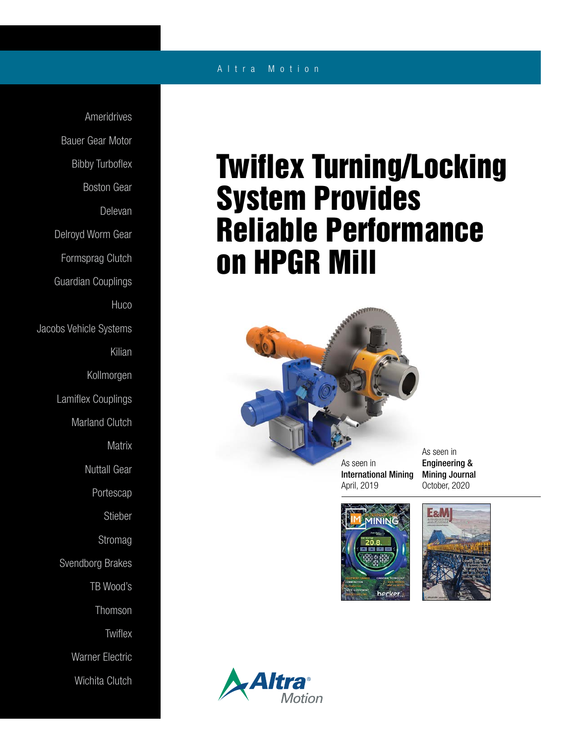Altra Motion

Ameridrives
Bauer Gear Motor
Bibby Turboflex
Boston Gear
Delevan
Delroyd Worm Gear
Formsprag Clutch
Guardian Couplings
Huco
Jacobs Vehicle Systems
Kilian
Kollmorgen
Lamiflex Couplings
Marland Clutch
Matrix
Nuttall Gear
Portescap
Stieber
Stromag
Svendborg Brakes
TB Wood's
Thomson
Twiflex
Warner Electric
Wichita Clutch

# Twiflex Turning/Locking System Provides Reliable Performance on HPGR Mill

As seen in
**International Mining**
April, 2019

As seen in
**Engineering & Mining Journal**
October, 2020

Altra Motion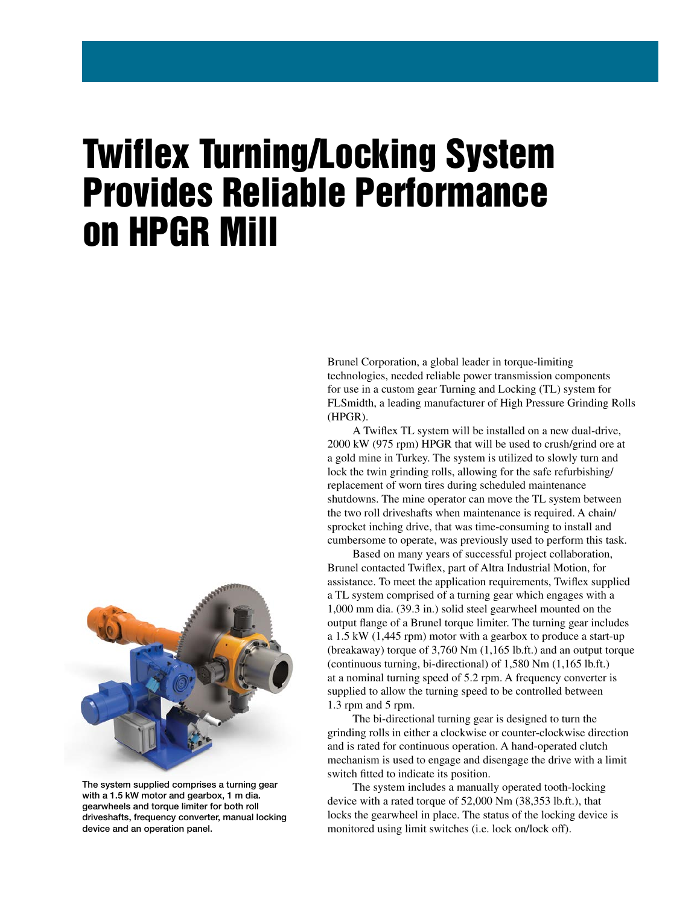# Twiflex Turning/Locking System Provides Reliable Performance on HPGR Mill

The system supplied comprises a turning gear with a 1.5 kW motor and gearbox, 1 m dia. gearwheels and torque limiter for both roll driveshafts, frequency converter, manual locking device and an operation panel.

Brunel Corporation, a global leader in torque-limiting technologies, needed reliable power transmission components for use in a custom gear Turning and Locking (TL) system for FLSmidth, a leading manufacturer of High Pressure Grinding Rolls (HPGR).

A Twiflex TL system will be installed on a new dual-drive, 2000 kW (975 rpm) HPGR that will be used to crush/grind ore at a gold mine in Turkey. The system is utilized to slowly turn and lock the twin grinding rolls, allowing for the safe refurbishing/replacement of worn tires during scheduled maintenance shutdowns. The mine operator can move the TL system between the two roll driveshafts when maintenance is required. A chain/sprocket inching drive, that was time-consuming to install and cumbersome to operate, was previously used to perform this task.

Based on many years of successful project collaboration, Brunel contacted Twiflex, part of Altra Industrial Motion, for assistance. To meet the application requirements, Twiflex supplied a TL system comprised of a turning gear which engages with a 1,000 mm dia. (39.3 in.) solid steel gearwheel mounted on the output flange of a Brunel torque limiter. The turning gear includes a 1.5 kW (1,445 rpm) motor with a gearbox to produce a start-up (breakaway) torque of 3,760 Nm (1,165 lb.ft.) and an output torque (continuous turning, bi-directional) of 1,580 Nm (1,165 lb.ft.) at a nominal turning speed of 5.2 rpm. A frequency converter is supplied to allow the turning speed to be controlled between 1.3 rpm and 5 rpm.

The bi-directional turning gear is designed to turn the grinding rolls in either a clockwise or counter-clockwise direction and is rated for continuous operation. A hand-operated clutch mechanism is used to engage and disengage the drive with a limit switch fitted to indicate its position.

The system includes a manually operated tooth-locking device with a rated torque of 52,000 Nm (38,353 lb.ft.), that locks the gearwheel in place. The status of the locking device is monitored using limit switches (i.e. lock on/lock off).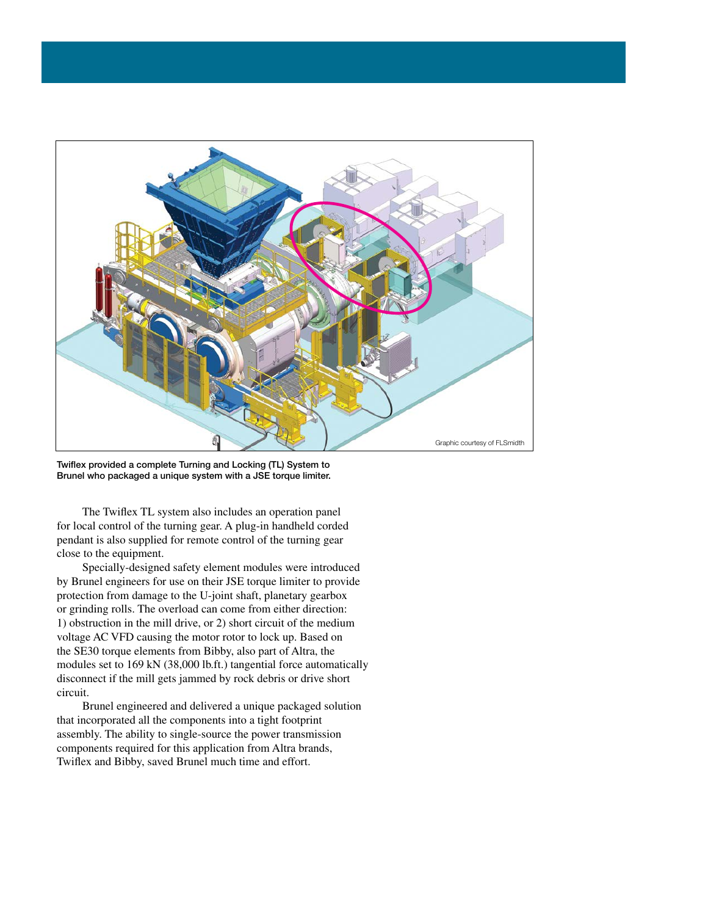Graphic courtesy of FLSmidth

**Twiflex provided a complete Turning and Locking (TL) System to Brunel who packaged a unique system with a JSE torque limiter.**

The Twiflex TL system also includes an operation panel for local control of the turning gear. A plug-in handheld corded pendant is also supplied for remote control of the turning gear close to the equipment.

Specially-designed safety element modules were introduced by Brunel engineers for use on their JSE torque limiter to provide protection from damage to the U-joint shaft, planetary gearbox or grinding rolls. The overload can come from either direction: 1) obstruction in the mill drive, or 2) short circuit of the medium voltage AC VFD causing the motor rotor to lock up. Based on the SE30 torque elements from Bibby, also part of Altra, the modules set to 169 kN (38,000 lb.ft.) tangential force automatically disconnect if the mill gets jammed by rock debris or drive short circuit.

Brunel engineered and delivered a unique packaged solution that incorporated all the components into a tight footprint assembly. The ability to single-source the power transmission components required for this application from Altra brands, Twiflex and Bibby, saved Brunel much time and effort.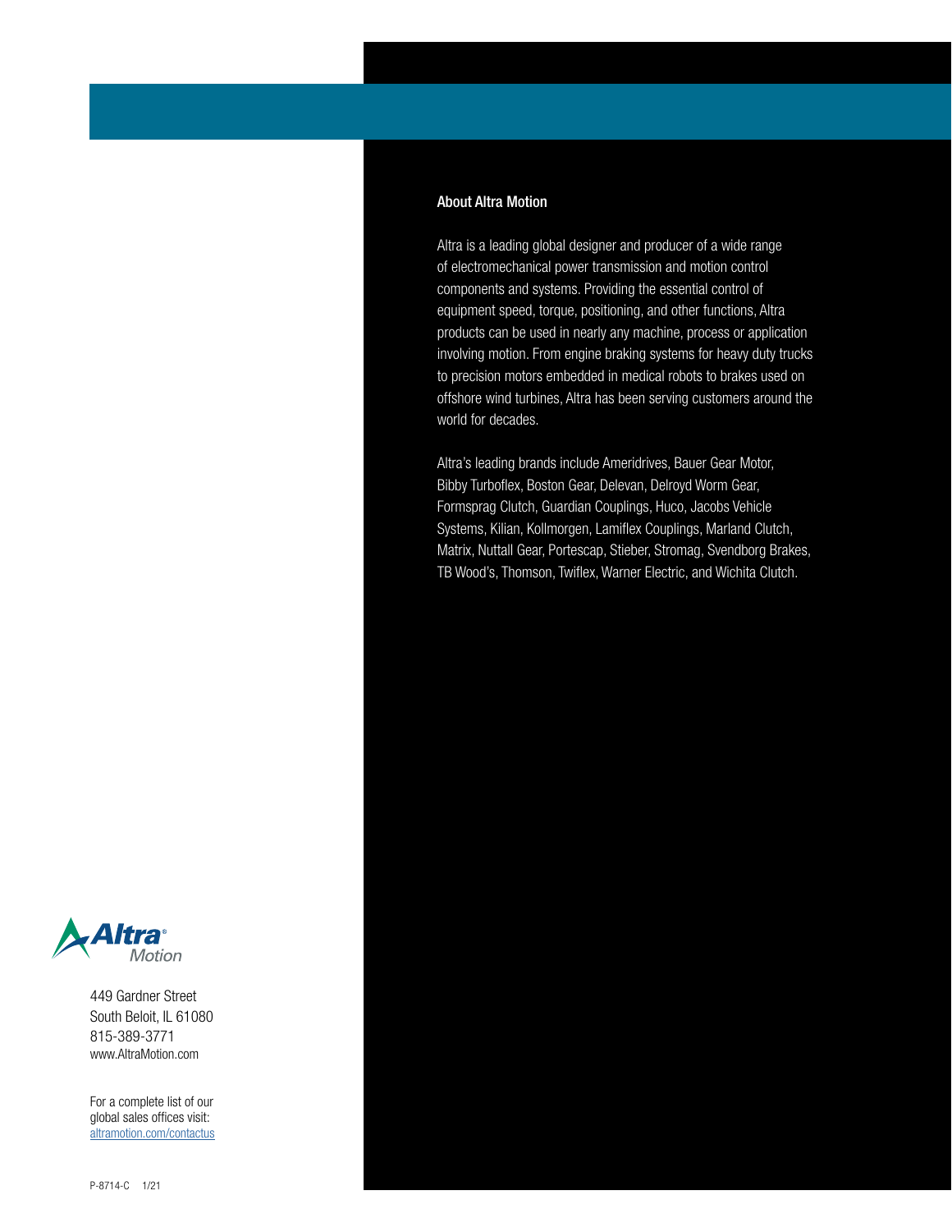## About Altra Motion

Altra is a leading global designer and producer of a wide range of electromechanical power transmission and motion control components and systems. Providing the essential control of equipment speed, torque, positioning, and other functions, Altra products can be used in nearly any machine, process or application involving motion. From engine braking systems for heavy duty trucks to precision motors embedded in medical robots to brakes used on offshore wind turbines, Altra has been serving customers around the world for decades.

Altra's leading brands include Ameridrives, Bauer Gear Motor, Bibby Turboflex, Boston Gear, Delevan, Delroyd Worm Gear, Formsprag Clutch, Guardian Couplings, Huco, Jacobs Vehicle Systems, Kilian, Kollmorgen, Lamiflex Couplings, Marland Clutch, Matrix, Nuttall Gear, Portescap, Stieber, Stromag, Svendborg Brakes, TB Wood's, Thomson, Twiflex, Warner Electric, and Wichita Clutch.

Altra Motion

449 Gardner Street
South Beloit, IL 61080
815-389-3771
www.AltraMotion.com

For a complete list of our global sales offices visit:
altramotion.com/contactus

P-8714-C 1/21